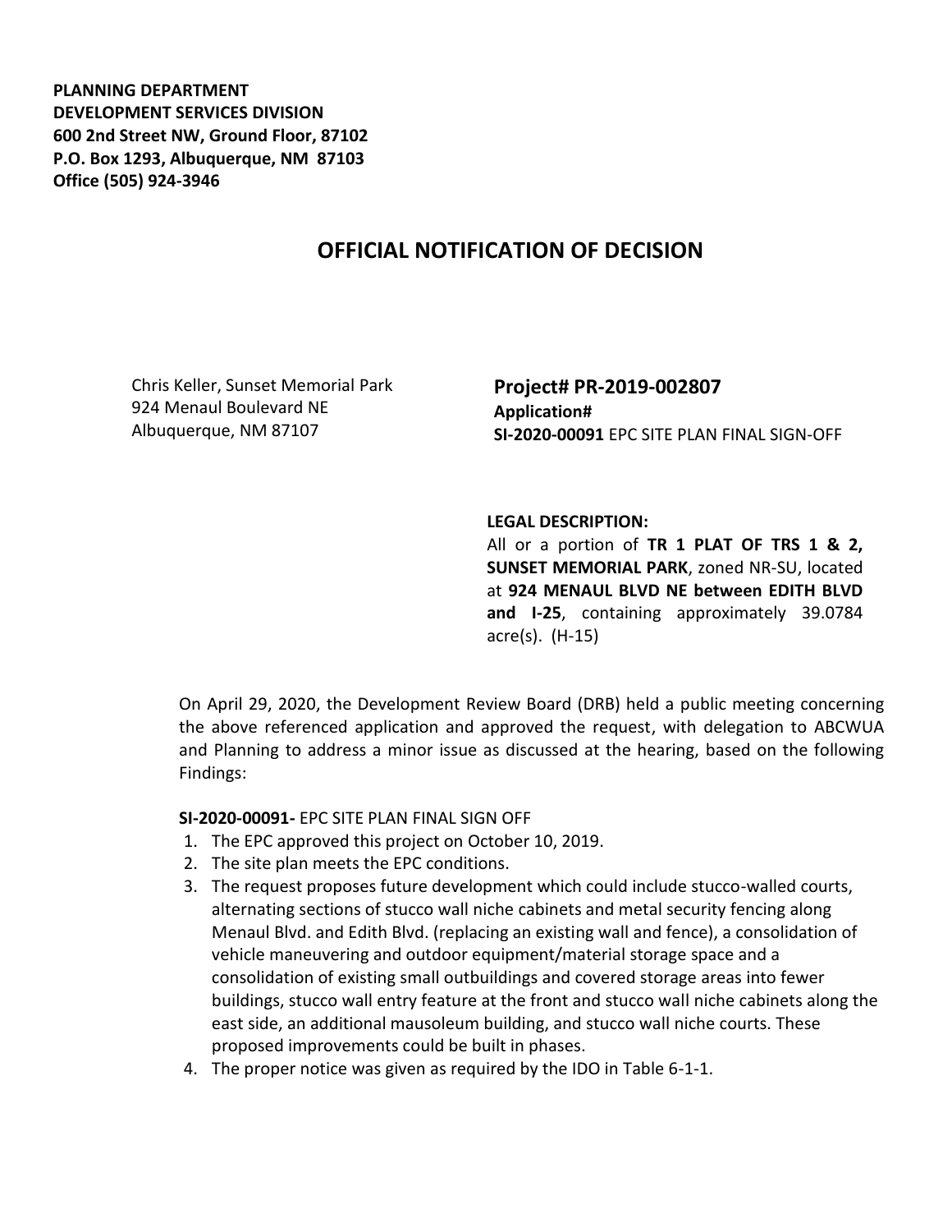**PLANNING DEPARTMENT**
**DEVELOPMENT SERVICES DIVISION**
**600 2nd Street NW, Ground Floor, 87102**
**P.O. Box 1293, Albuquerque, NM 87103**
**Office (505) 924-3946**

# OFFICIAL NOTIFICATION OF DECISION

Chris Keller, Sunset Memorial Park
924 Menaul Boulevard NE
Albuquerque, NM 87107

**Project# PR-2019-002807**
**Application#**
**SI-2020-00091** EPC SITE PLAN FINAL SIGN-OFF

**LEGAL DESCRIPTION:**
All or a portion of **TR 1 PLAT OF TRS 1 & 2, SUNSET MEMORIAL PARK**, zoned NR-SU, located at **924 MENAUL BLVD NE between EDITH BLVD and I-25**, containing approximately 39.0784 acre(s). (H-15)

On April 29, 2020, the Development Review Board (DRB) held a public meeting concerning the above referenced application and approved the request, with delegation to ABCWUA and Planning to address a minor issue as discussed at the hearing, based on the following Findings:

**SI-2020-00091-** EPC SITE PLAN FINAL SIGN OFF

1. The EPC approved this project on October 10, 2019.
2. The site plan meets the EPC conditions.
3. The request proposes future development which could include stucco-walled courts, alternating sections of stucco wall niche cabinets and metal security fencing along Menaul Blvd. and Edith Blvd. (replacing an existing wall and fence), a consolidation of vehicle maneuvering and outdoor equipment/material storage space and a consolidation of existing small outbuildings and covered storage areas into fewer buildings, stucco wall entry feature at the front and stucco wall niche cabinets along the east side, an additional mausoleum building, and stucco wall niche courts. These proposed improvements could be built in phases.
4. The proper notice was given as required by the IDO in Table 6-1-1.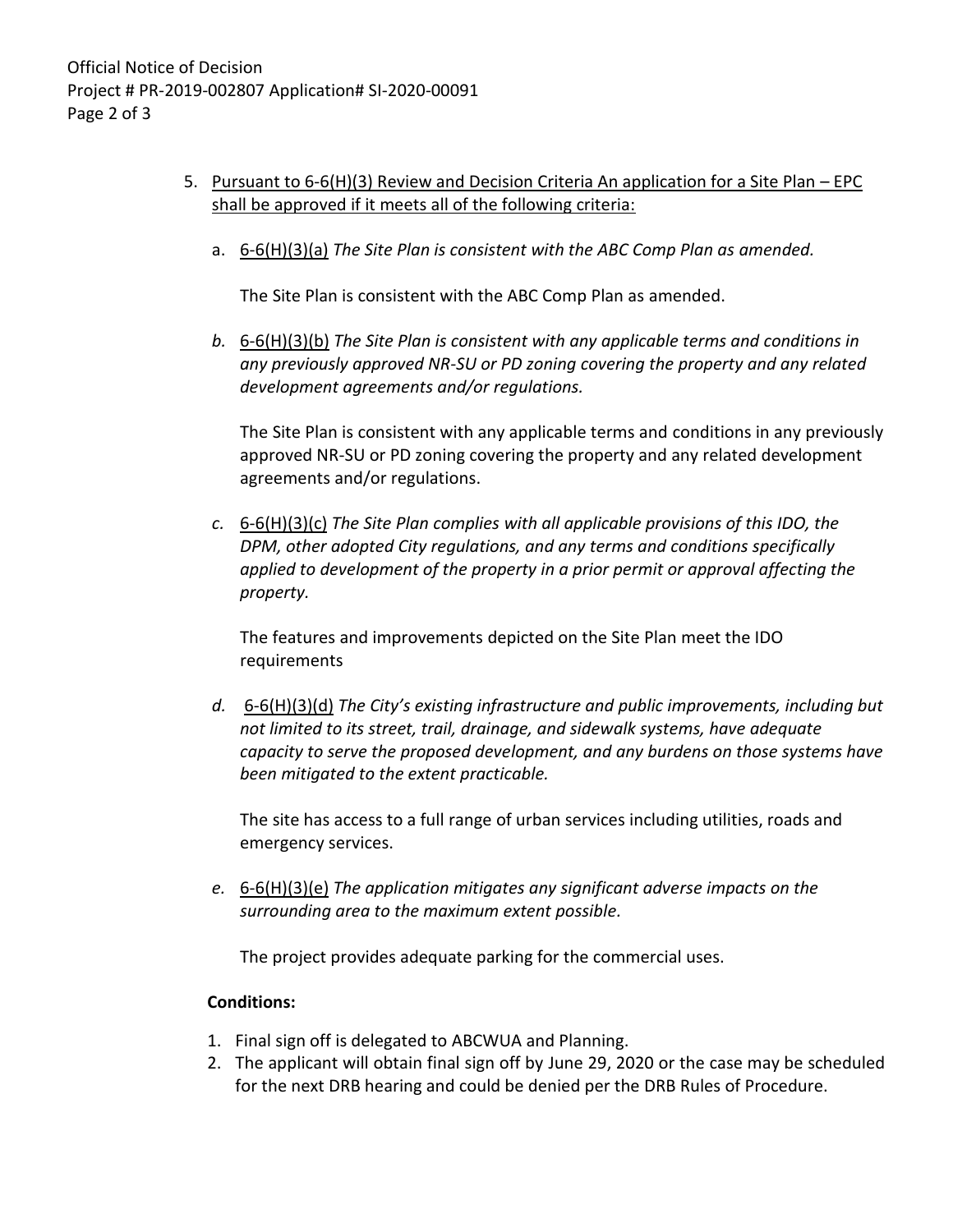5. Pursuant to 6-6(H)(3) Review and Decision Criteria An application for a Site Plan – EPC shall be approved if it meets all of the following criteria:

   a. 6-6(H)(3)(a) *The Site Plan is consistent with the ABC Comp Plan as amended.*

      The Site Plan is consistent with the ABC Comp Plan as amended.

   *b.* 6-6(H)(3)(b) *The Site Plan is consistent with any applicable terms and conditions in any previously approved NR-SU or PD zoning covering the property and any related development agreements and/or regulations.*

      The Site Plan is consistent with any applicable terms and conditions in any previously approved NR-SU or PD zoning covering the property and any related development agreements and/or regulations.

   *c.* 6-6(H)(3)(c) *The Site Plan complies with all applicable provisions of this IDO, the DPM, other adopted City regulations, and any terms and conditions specifically applied to development of the property in a prior permit or approval affecting the property.*

      The features and improvements depicted on the Site Plan meet the IDO requirements

   *d.* 6-6(H)(3)(d) *The City's existing infrastructure and public improvements, including but not limited to its street, trail, drainage, and sidewalk systems, have adequate capacity to serve the proposed development, and any burdens on those systems have been mitigated to the extent practicable.*

      The site has access to a full range of urban services including utilities, roads and emergency services.

   *e.* 6-6(H)(3)(e) *The application mitigates any significant adverse impacts on the surrounding area to the maximum extent possible.*

      The project provides adequate parking for the commercial uses.

**Conditions:**

1. Final sign off is delegated to ABCWUA and Planning.
2. The applicant will obtain final sign off by June 29, 2020 or the case may be scheduled for the next DRB hearing and could be denied per the DRB Rules of Procedure.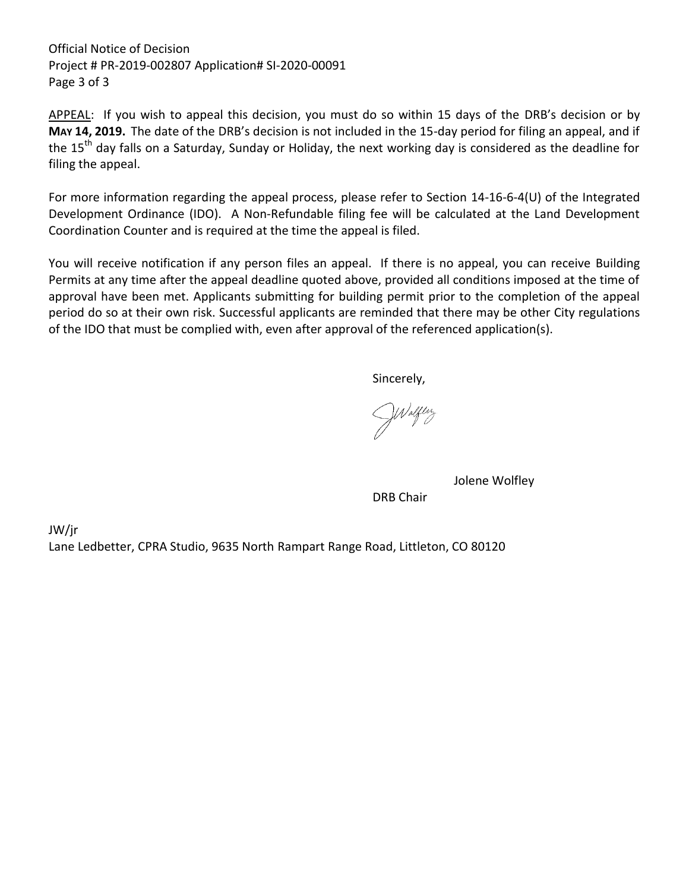APPEAL: If you wish to appeal this decision, you must do so within 15 days of the DRB's decision or by **MAY 14, 2019.** The date of the DRB's decision is not included in the 15-day period for filing an appeal, and if the 15th day falls on a Saturday, Sunday or Holiday, the next working day is considered as the deadline for filing the appeal.

For more information regarding the appeal process, please refer to Section 14-16-6-4(U) of the Integrated Development Ordinance (IDO). A Non-Refundable filing fee will be calculated at the Land Development Coordination Counter and is required at the time the appeal is filed.

You will receive notification if any person files an appeal. If there is no appeal, you can receive Building Permits at any time after the appeal deadline quoted above, provided all conditions imposed at the time of approval have been met. Applicants submitting for building permit prior to the completion of the appeal period do so at their own risk. Successful applicants are reminded that there may be other City regulations of the IDO that must be complied with, even after approval of the referenced application(s).

Sincerely,

Jolene Wolfley
DRB Chair

JW/jr
Lane Ledbetter, CPRA Studio, 9635 North Rampart Range Road, Littleton, CO 80120